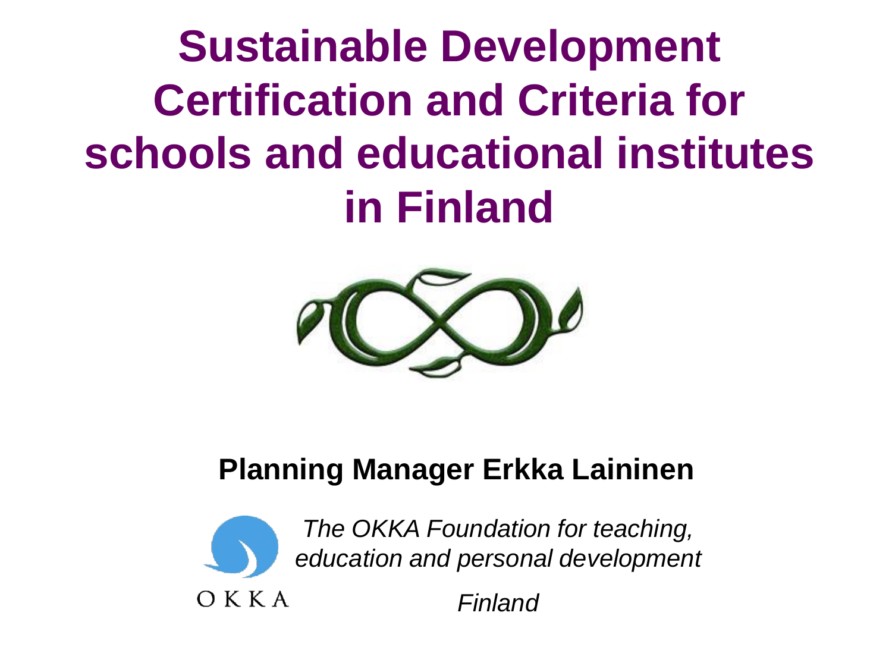# Sustainable Development Certification and Criteria for schools and educational institutes in Finland

**Planning Manager Erkka Laininen**

OKKA

*The OKKA Foundation for teaching, education and personal development*

*Finland*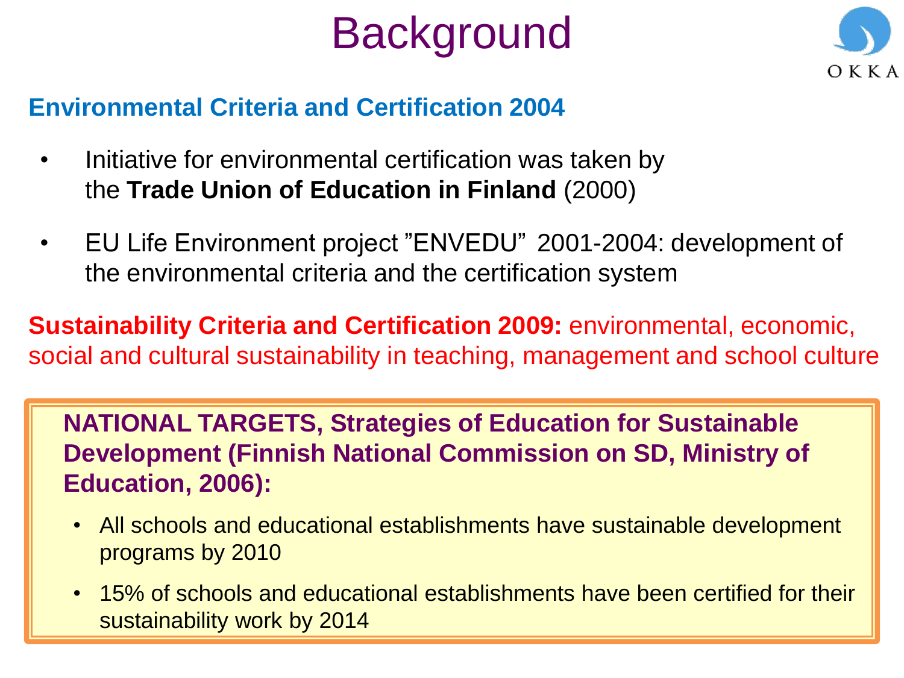# Background

OKKA

## Environmental Criteria and Certification 2004

- Initiative for environmental certification was taken by the **Trade Union of Education in Finland** (2000)
- EU Life Environment project ”ENVEDU” 2001-2004: development of the environmental criteria and the certification system

**Sustainability Criteria and Certification 2009:** environmental, economic, social and cultural sustainability in teaching, management and school culture

**NATIONAL TARGETS, Strategies of Education for Sustainable Development (Finnish National Commission on SD, Ministry of Education, 2006):**

- All schools and educational establishments have sustainable development programs by 2010
- 15% of schools and educational establishments have been certified for their sustainability work by 2014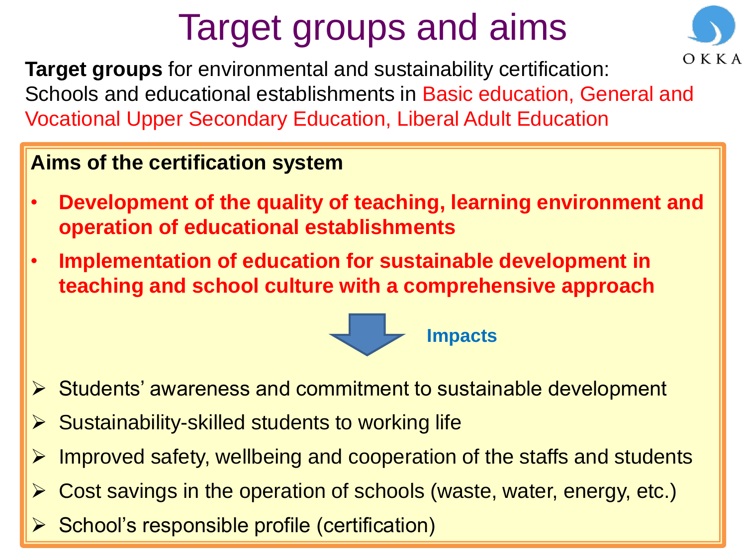# Target groups and aims

**Target groups** for environmental and sustainability certification:
Schools and educational establishments in Basic education, General and Vocational Upper Secondary Education, Liberal Adult Education

**Aims of the certification system**

- **Development of the quality of teaching, learning environment and operation of educational establishments**
- **Implementation of education for sustainable development in teaching and school culture with a comprehensive approach**

**Impacts**

- Students' awareness and commitment to sustainable development
- Sustainability-skilled students to working life
- Improved safety, wellbeing and cooperation of the staffs and students
- Cost savings in the operation of schools (waste, water, energy, etc.)
- School's responsible profile (certification)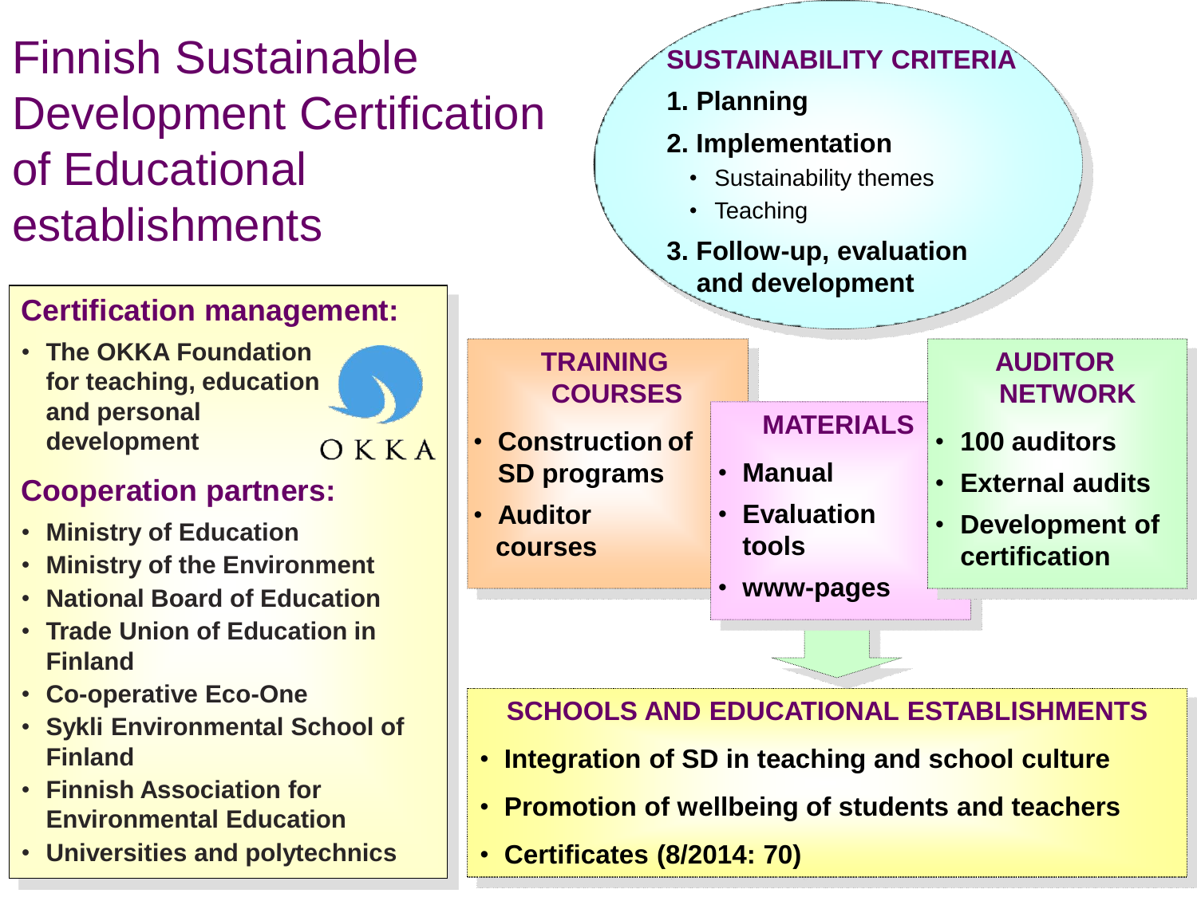# Finnish Sustainable Development Certification of Educational establishments

## Certification management:

- The OKKA Foundation for teaching, education and personal development

OKKA

## Cooperation partners:

- Ministry of Education
- Ministry of the Environment
- National Board of Education
- Trade Union of Education in Finland
- Co-operative Eco-One
- Sykli Environmental School of Finland
- Finnish Association for Environmental Education
- Universities and polytechnics

## SUSTAINABILITY CRITERIA

1. Planning
2. Implementation
   - Sustainability themes
   - Teaching
3. Follow-up, evaluation and development

## TRAINING COURSES

- Construction of SD programs
- Auditor courses

## MATERIALS

- Manual
- Evaluation tools
- www-pages

## AUDITOR NETWORK

- 100 auditors
- External audits
- Development of certification

## SCHOOLS AND EDUCATIONAL ESTABLISHMENTS

- Integration of SD in teaching and school culture
- Promotion of wellbeing of students and teachers
- Certificates (8/2014: 70)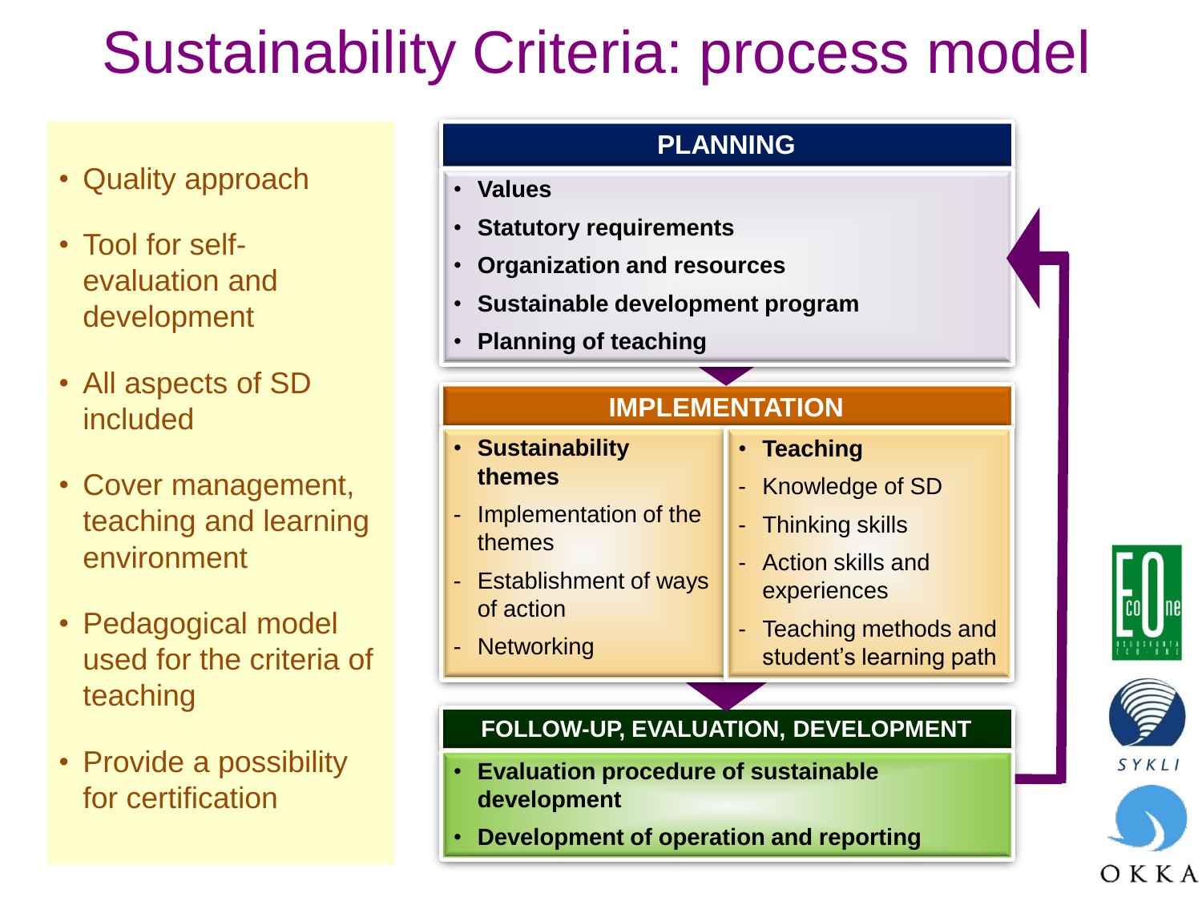# Sustainability Criteria: process model

- Quality approach
- Tool for self-evaluation and development
- All aspects of SD included
- Cover management, teaching and learning environment
- Pedagogical model used for the criteria of teaching
- Provide a possibility for certification

## PLANNING

- **Values**
- **Statutory requirements**
- **Organization and resources**
- **Sustainable development program**
- **Planning of teaching**

## IMPLEMENTATION

- **Sustainability themes**
  - Implementation of the themes
  - Establishment of ways of action
  - Networking

- **Teaching**
  - Knowledge of SD
  - Thinking skills
  - Action skills and experiences
  - Teaching methods and student's learning path

## FOLLOW-UP, EVALUATION, DEVELOPMENT

- **Evaluation procedure of sustainable development**
- **Development of operation and reporting**

EcoOne

SYKLI

OKKA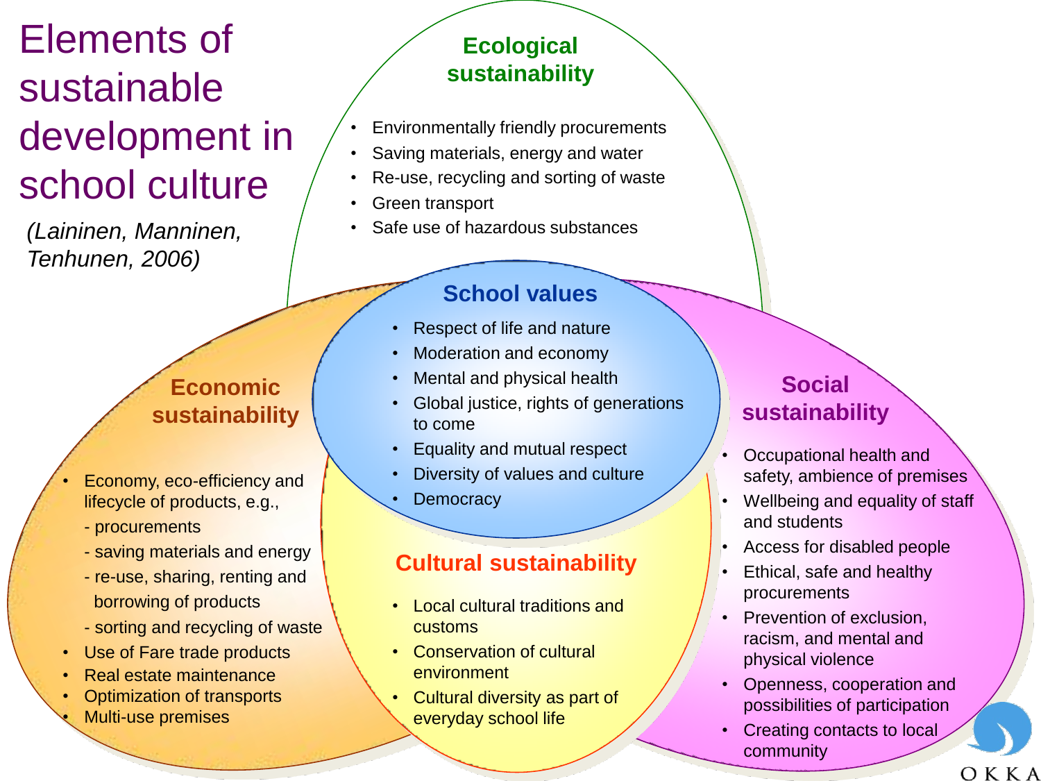# Elements of sustainable development in school culture

*(Laininen, Manninen, Tenhunen, 2006)*

## Ecological sustainability

- Environmentally friendly procurements
- Saving materials, energy and water
- Re-use, recycling and sorting of waste
- Green transport
- Safe use of hazardous substances

## School values

- Respect of life and nature
- Moderation and economy
- Mental and physical health
- Global justice, rights of generations to come
- Equality and mutual respect
- Diversity of values and culture
- Democracy

## Economic sustainability

- Economy, eco-efficiency and lifecycle of products, e.g.,
  - procurements
  - saving materials and energy
  - re-use, sharing, renting and borrowing of products
  - sorting and recycling of waste
- Use of Fare trade products
- Real estate maintenance
- Optimization of transports
- Multi-use premises

## Cultural sustainability

- Local cultural traditions and customs
- Conservation of cultural environment
- Cultural diversity as part of everyday school life

## Social sustainability

- Occupational health and safety, ambience of premises
- Wellbeing and equality of staff and students
- Access for disabled people
- Ethical, safe and healthy procurements
- Prevention of exclusion, racism, and mental and physical violence
- Openness, cooperation and possibilities of participation
- Creating contacts to local community

OKKA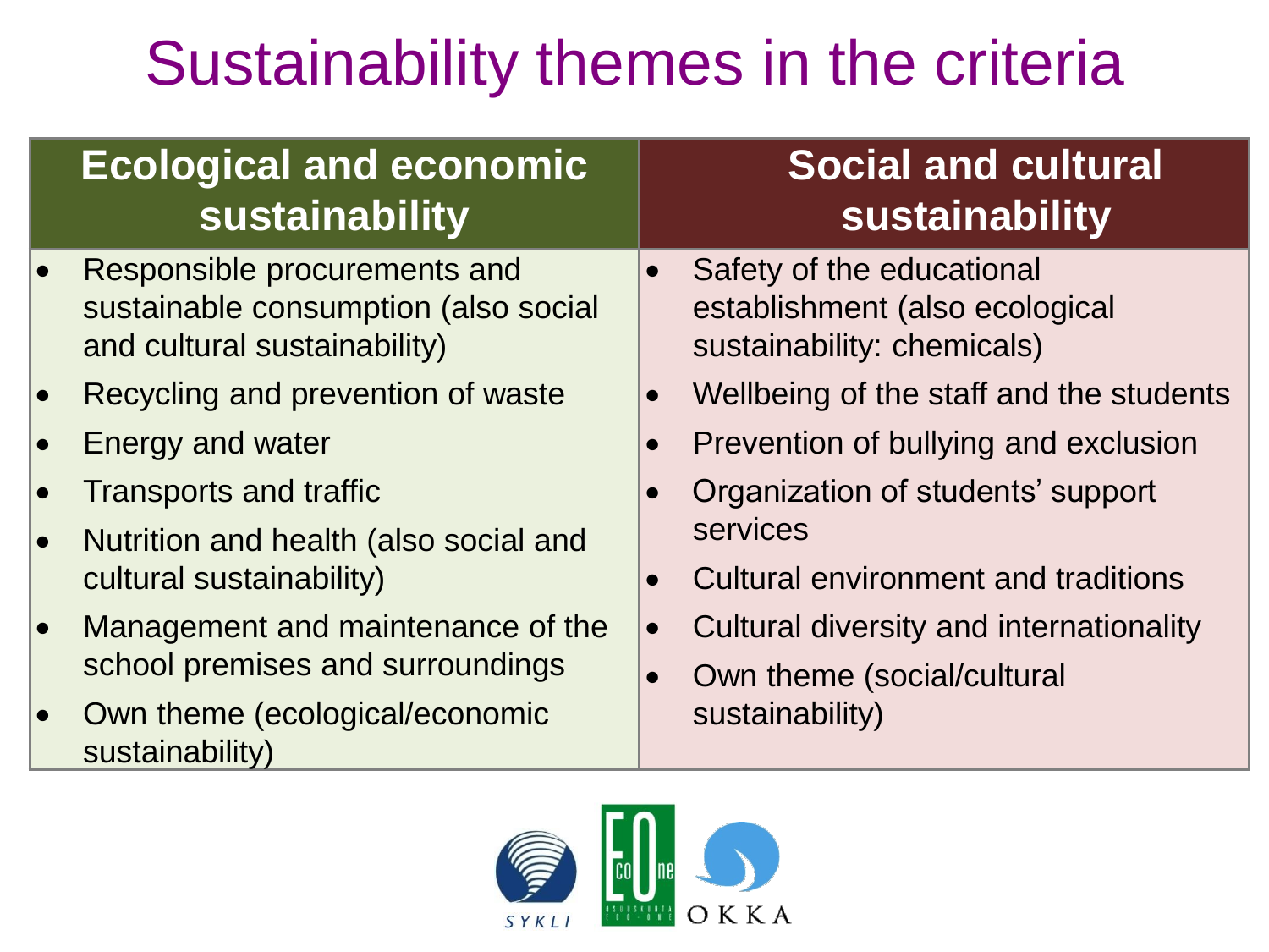# Sustainability themes in the criteria

| Ecological and economic sustainability | Social and cultural sustainability |
|---|---|
| • Responsible procurements and sustainable consumption (also social and cultural sustainability) | • Safety of the educational establishment (also ecological sustainability: chemicals) |
| • Recycling and prevention of waste | • Wellbeing of the staff and the students |
| • Energy and water | • Prevention of bullying and exclusion |
| • Transports and traffic | • Organization of students' support services |
| • Nutrition and health (also social and cultural sustainability) | • Cultural environment and traditions |
| • Management and maintenance of the school premises and surroundings | • Cultural diversity and internationality |
| • Own theme (ecological/economic sustainability) | • Own theme (social/cultural sustainability) |

SYKLI EcoOne OKKA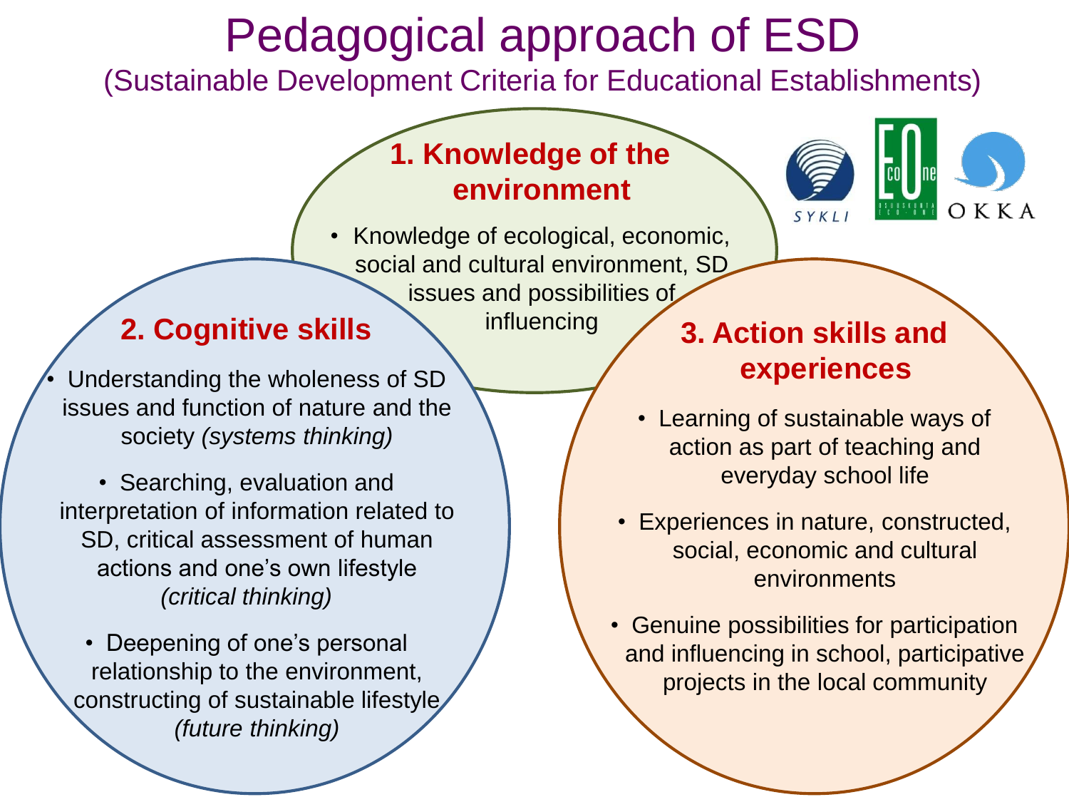# Pedagogical approach of ESD

(Sustainable Development Criteria for Educational Establishments)

## 1. Knowledge of the environment

- Knowledge of ecological, economic, social and cultural environment, SD issues and possibilities of influencing

## 2. Cognitive skills

- Understanding the wholeness of SD issues and function of nature and the society *(systems thinking)*
- Searching, evaluation and interpretation of information related to SD, critical assessment of human actions and one's own lifestyle *(critical thinking)*
- Deepening of one's personal relationship to the environment, constructing of sustainable lifestyle *(future thinking)*

## 3. Action skills and experiences

- Learning of sustainable ways of action as part of teaching and everyday school life
- Experiences in nature, constructed, social, economic and cultural environments
- Genuine possibilities for participation and influencing in school, participative projects in the local community

SYKLI

EcoOne

OKKA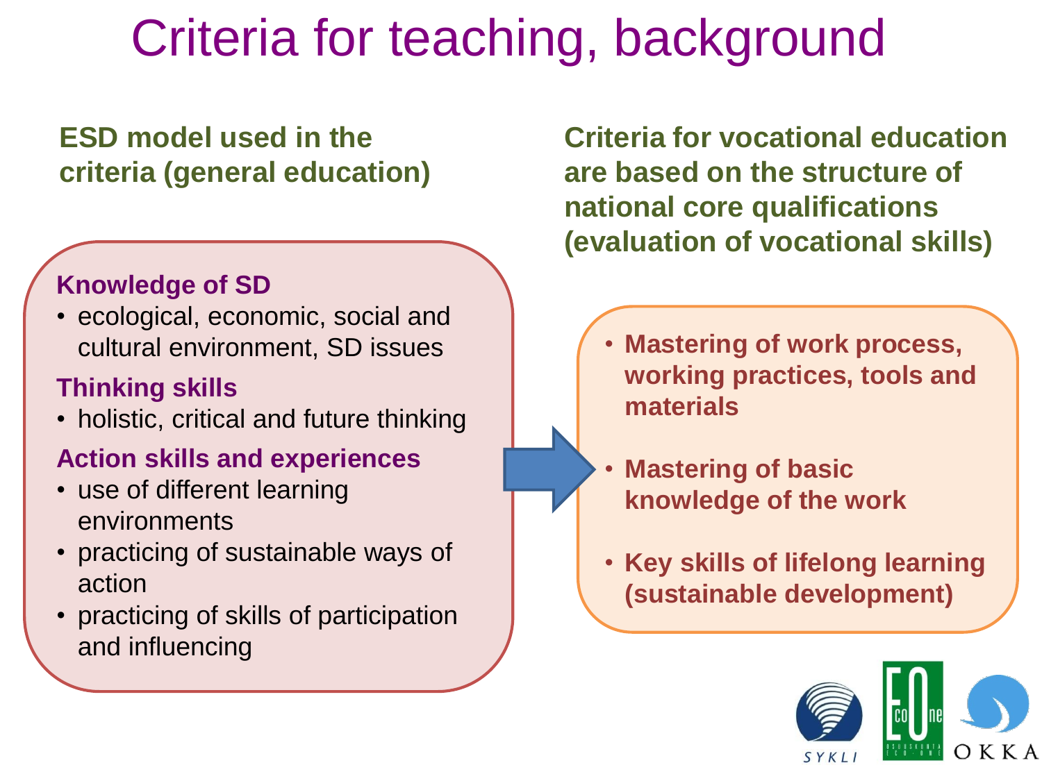# Criteria for teaching, background

## ESD model used in the criteria (general education)

**Knowledge of SD**

- ecological, economic, social and cultural environment, SD issues

**Thinking skills**

- holistic, critical and future thinking

**Action skills and experiences**

- use of different learning environments
- practicing of sustainable ways of action
- practicing of skills of participation and influencing

## Criteria for vocational education are based on the structure of national core qualifications (evaluation of vocational skills)

- **Mastering of work process, working practices, tools and materials**
- **Mastering of basic knowledge of the work**
- **Key skills of lifelong learning (sustainable development)**

SYKLI

EcoOne

OKKA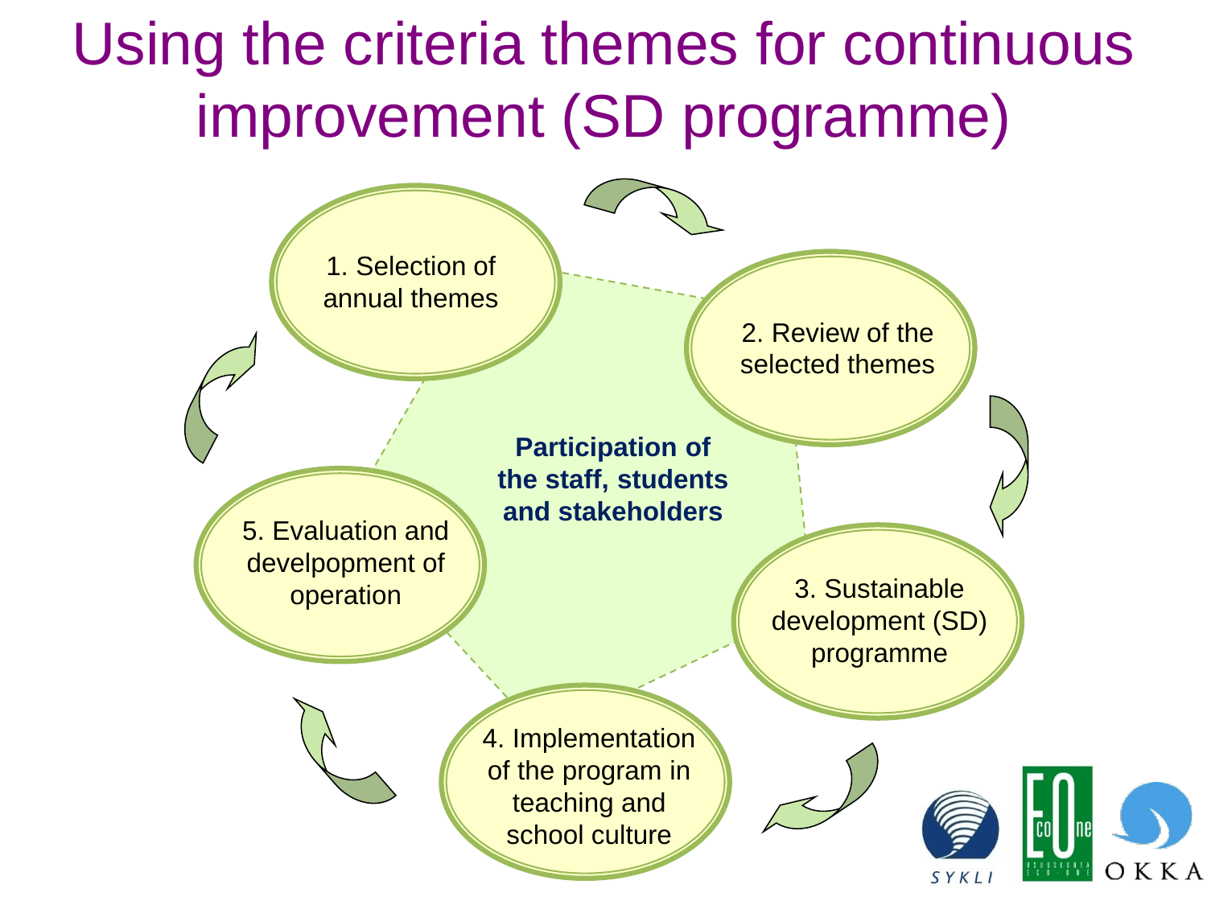# Using the criteria themes for continuous improvement (SD programme)

1. Selection of annual themes

2. Review of the selected themes

3. Sustainable development (SD) programme

4. Implementation of the program in teaching and school culture

5. Evaluation and develpopment of operation

**Participation of the staff, students and stakeholders**

SYKLI

EcoOne

OKKA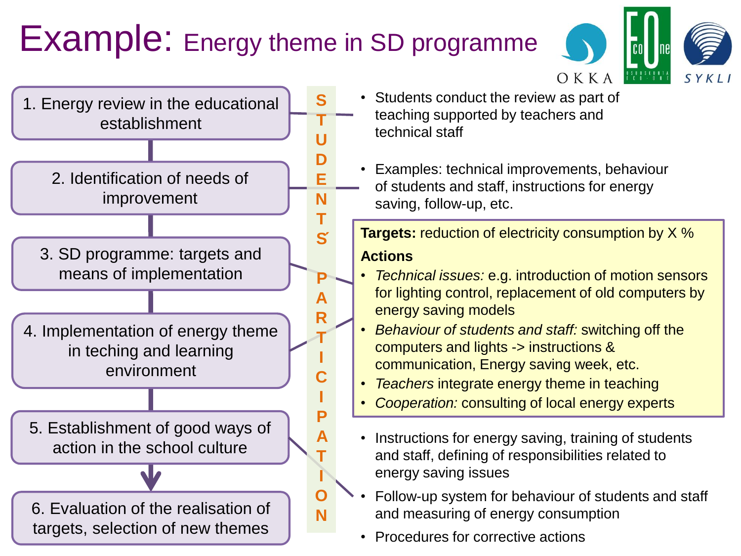# Example: Energy theme in SD programme

OKKA | EcoOne | SYKLI

1. Energy review in the educational establishment
2. Identification of needs of improvement
3. SD programme: targets and means of implementation
4. Implementation of energy theme in teching and learning environment
5. Establishment of good ways of action in the school culture
6. Evaluation of the realisation of targets, selection of new themes

STUDENTS' PARTICIPATION

- Students conduct the review as part of teaching supported by teachers and technical staff
- Examples: technical improvements, behaviour of students and staff, instructions for energy saving, follow-up, etc.

**Targets:** reduction of electricity consumption by X %

**Actions**

- *Technical issues:* e.g. introduction of motion sensors for lighting control, replacement of old computers by energy saving models
- *Behaviour of students and staff:* switching off the computers and lights -> instructions & communication, Energy saving week, etc.
- *Teachers* integrate energy theme in teaching
- *Cooperation:* consulting of local energy experts

- Instructions for energy saving, training of students and staff, defining of responsibilities related to energy saving issues
- Follow-up system for behaviour of students and staff and measuring of energy consumption
- Procedures for corrective actions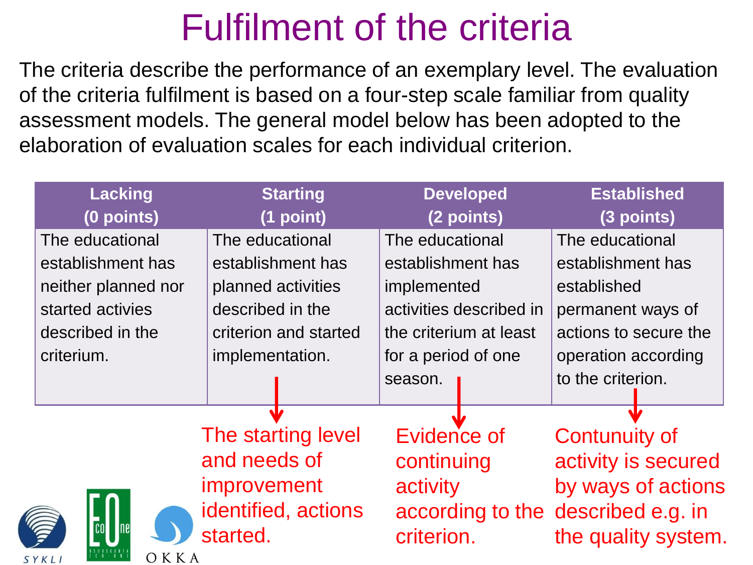# Fulfilment of the criteria

The criteria describe the performance of an exemplary level. The evaluation of the criteria fulfilment is based on a four-step scale familiar from quality assessment models. The general model below has been adopted to the elaboration of evaluation scales for each individual criterion.

| Lacking (0 points) | Starting (1 point) | Developed (2 points) | Established (3 points) |
|---|---|---|---|
| The educational establishment has neither planned nor started activies described in the criterium. | The educational establishment has planned activities described in the criterion and started implementation. | The educational establishment has implemented activities described in the criterium at least for a period of one season. | The educational establishment has established permanent ways of actions to secure the operation according to the criterion. |
| | The starting level and needs of improvement identified, actions started. | Evidence of continuing activity according to the criterion. | Contunuity of activity is secured by ways of actions described e.g. in the quality system. |

SYKLI

OKKA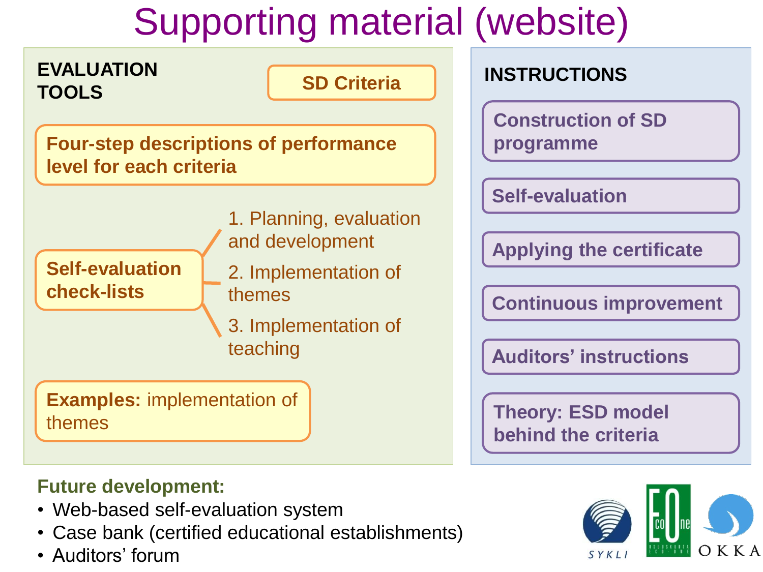# Supporting material (website)

## EVALUATION TOOLS

**SD Criteria**

**Four-step descriptions of performance level for each criteria**

**Self-evaluation check-lists**

1. Planning, evaluation and development
2. Implementation of themes
3. Implementation of teaching

**Examples:** implementation of themes

## INSTRUCTIONS

- **Construction of SD programme**
- **Self-evaluation**
- **Applying the certificate**
- **Continuous improvement**
- **Auditors' instructions**
- **Theory: ESD model behind the criteria**

**Future development:**

- Web-based self-evaluation system
- Case bank (certified educational establishments)
- Auditors' forum

SYKLI EcoOne OKKA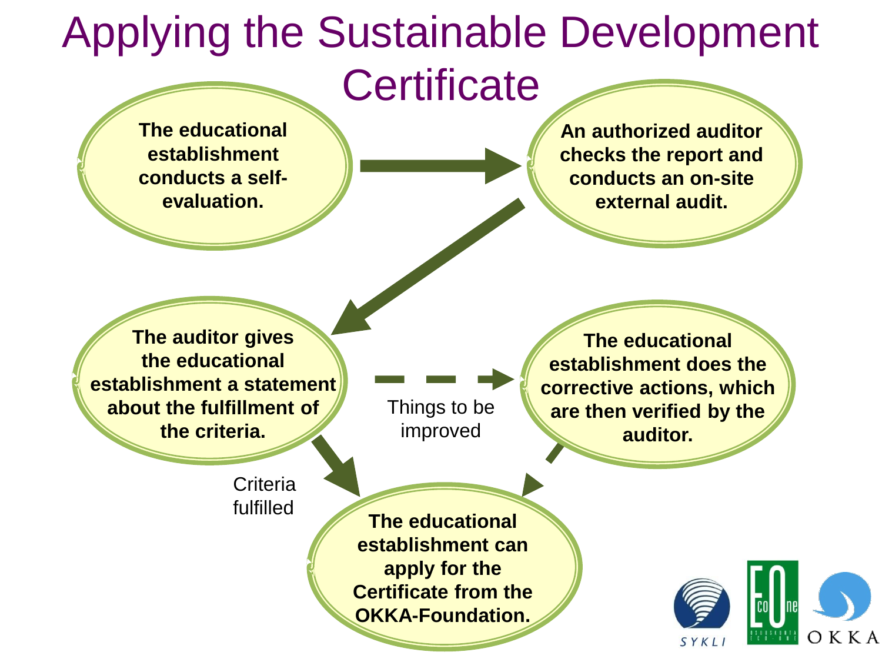# Applying the Sustainable Development Certificate

**The educational establishment conducts a self-evaluation.**

**An authorized auditor checks the report and conducts an on-site external audit.**

**The auditor gives the educational establishment a statement about the fulfillment of the criteria.**

Things to be improved

**The educational establishment does the corrective actions, which are then verified by the auditor.**

Criteria fulfilled

**The educational establishment can apply for the Certificate from the OKKA-Foundation.**

SYKLI

OKKA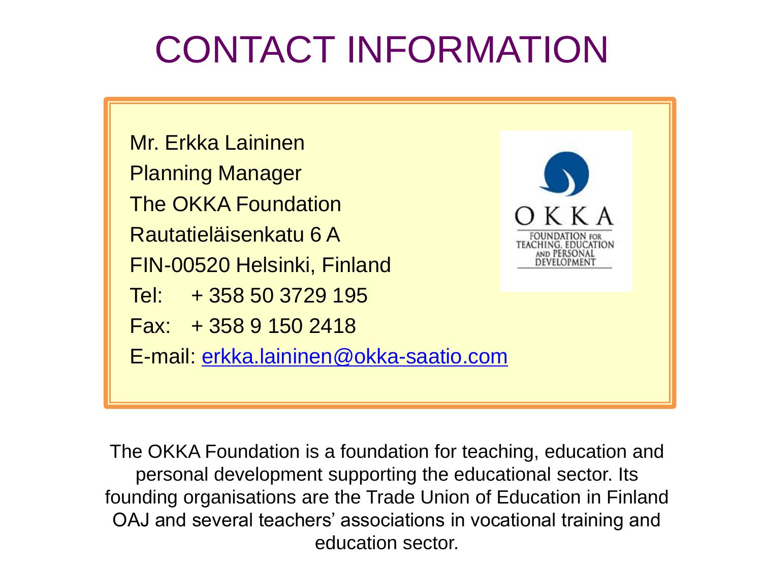# CONTACT INFORMATION

Mr. Erkka Laininen
Planning Manager
The OKKA Foundation
Rautatieläisenkatu 6 A
FIN-00520 Helsinki, Finland
Tel: + 358 50 3729 195
Fax: + 358 9 150 2418
E-mail: erkka.laininen@okka-saatio.com

OKKA
FOUNDATION FOR TEACHING, EDUCATION AND PERSONAL DEVELOPMENT

The OKKA Foundation is a foundation for teaching, education and personal development supporting the educational sector. Its founding organisations are the Trade Union of Education in Finland OAJ and several teachers' associations in vocational training and education sector.